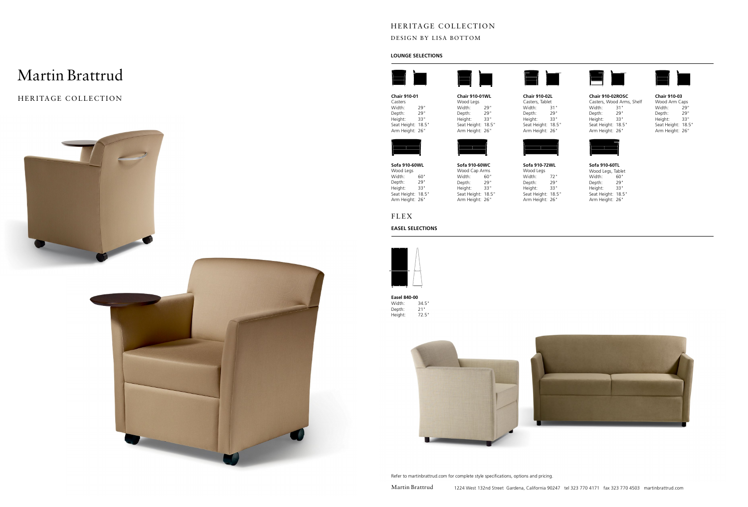# Martin Brattrud

HERITAGE COLLECTION

## HERITAGE COLLECTION

DESIGN BY LISA BOTTOM

### LOUNGE SELECTIONS

**Chair 910-01**
Casters
Width: 29"
Depth: 29"
Height: 33"
Seat Height: 18.5"
Arm Height: 26"

**Chair 910-01WL**
Wood Legs
Width: 29"
Depth: 29"
Height: 33"
Seat Height: 18.5"
Arm Height: 26"

**Chair 910-02L**
Casters, Tablet
Width: 31"
Depth: 29"
Height: 33"
Seat Height: 18.5"
Arm Height: 26"

**Chair 910-02ROSC**
Casters, Wood Arms, Shelf
Width: 31"
Depth: 29"
Height: 33"
Seat Height: 18.5"
Arm Height: 26"

**Chair 910-03**
Wood Arm Caps
Width: 29"
Depth: 29"
Height: 33"
Seat Height: 18.5"
Arm Height: 26"

**Sofa 910-60WL**
Wood Legs
Width: 60"
Depth: 29"
Height: 33"
Seat Height: 18.5"
Arm Height: 26"

**Sofa 910-60WC**
Wood Cap Arms
Width: 60"
Depth: 29"
Height: 33"
Seat Height: 18.5"
Arm Height: 26"

**Sofa 910-72WL**
Wood Legs
Width: 72"
Depth: 29"
Height: 33"
Seat Height: 18.5"
Arm Height: 26"

**Sofa 910-60TL**
Wood Legs, Tablet
Width: 60"
Depth: 29"
Height: 33"
Seat Height: 18.5"
Arm Height: 26"

## FLEX

### EASEL SELECTIONS

**Easel 840-00**
Width: 34.5"
Depth: 21"
Height: 72.5"

Refer to martinbrattrud.com for complete style specifications, options and pricing.

Martin Brattrud 1224 West 132nd Street Gardena, California 90247 tel 323 770 4171 fax 323 770 4503 martinbrattrud.com